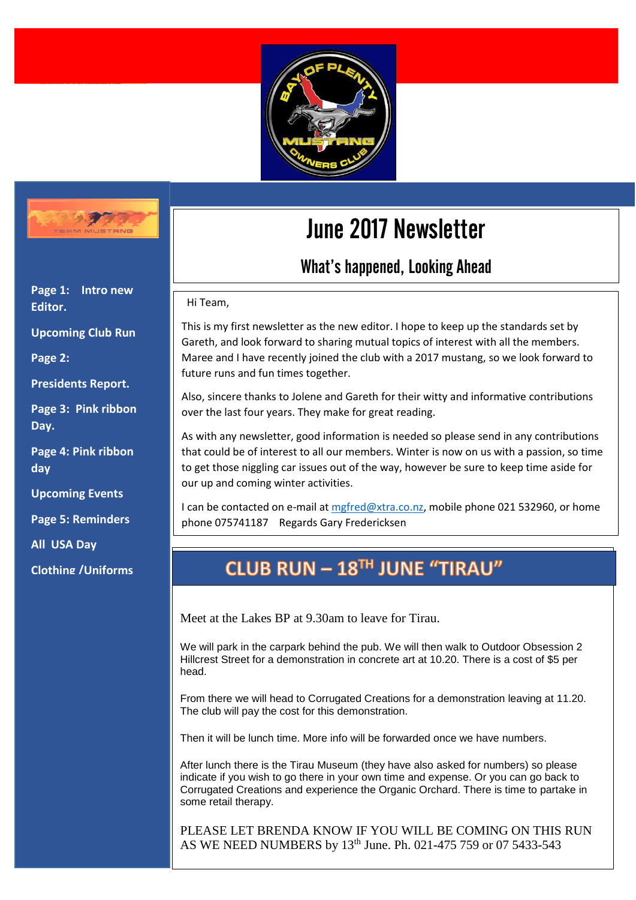Page 1: Intro new Editor.

Upcoming Club Run

Page 2:

Presidents Report.

Page 3: Pink ribbon Day.

Page 4: Pink ribbon day

Upcoming Events

Page 5: Reminders

All USA Day

Clothing /Uniforms

# June 2017 Newsletter

## What's happened, Looking Ahead

Hi Team,

This is my first newsletter as the new editor. I hope to keep up the standards set by Gareth, and look forward to sharing mutual topics of interest with all the members. Maree and I have recently joined the club with a 2017 mustang, so we look forward to future runs and fun times together.

Also, sincere thanks to Jolene and Gareth for their witty and informative contributions over the last four years. They make for great reading.

As with any newsletter, good information is needed so please send in any contributions that could be of interest to all our members. Winter is now on us with a passion, so time to get those niggling car issues out of the way, however be sure to keep time aside for our up and coming winter activities.

I can be contacted on e-mail at mgfred@xtra.co.nz, mobile phone 021 532960, or home phone 075741187 Regards Gary Fredericksen

## CLUB RUN – 18TH JUNE "TIRAU"

Meet at the Lakes BP at 9.30am to leave for Tirau.

We will park in the carpark behind the pub. We will then walk to Outdoor Obsession 2 Hillcrest Street for a demonstration in concrete art at 10.20. There is a cost of $5 per head.

From there we will head to Corrugated Creations for a demonstration leaving at 11.20. The club will pay the cost for this demonstration.

Then it will be lunch time. More info will be forwarded once we have numbers.

After lunch there is the Tirau Museum (they have also asked for numbers) so please indicate if you wish to go there in your own time and expense. Or you can go back to Corrugated Creations and experience the Organic Orchard. There is time to partake in some retail therapy.

PLEASE LET BRENDA KNOW IF YOU WILL BE COMING ON THIS RUN AS WE NEED NUMBERS by 13th June. Ph. 021-475 759 or 07 5433-543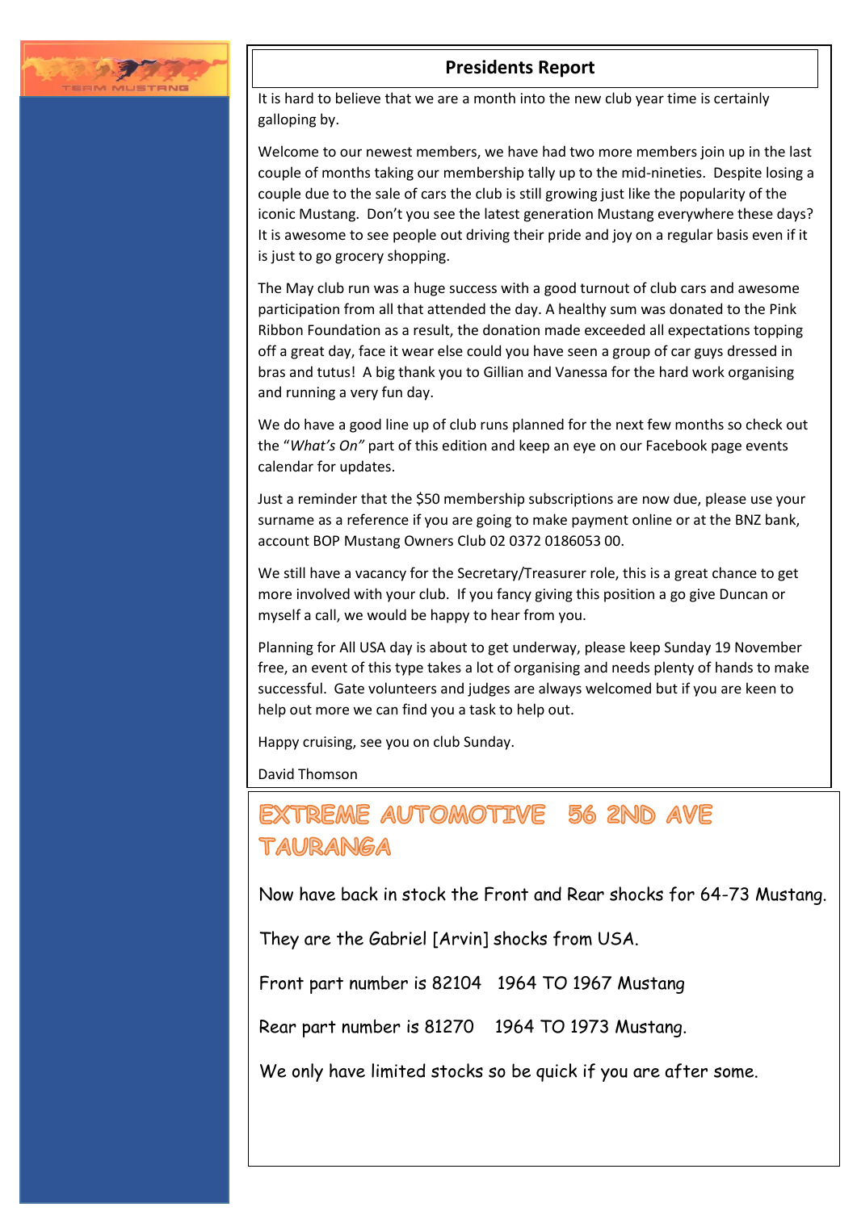## Presidents Report

It is hard to believe that we are a month into the new club year time is certainly galloping by.

Welcome to our newest members, we have had two more members join up in the last couple of months taking our membership tally up to the mid-nineties. Despite losing a couple due to the sale of cars the club is still growing just like the popularity of the iconic Mustang. Don't you see the latest generation Mustang everywhere these days? It is awesome to see people out driving their pride and joy on a regular basis even if it is just to go grocery shopping.

The May club run was a huge success with a good turnout of club cars and awesome participation from all that attended the day. A healthy sum was donated to the Pink Ribbon Foundation as a result, the donation made exceeded all expectations topping off a great day, face it wear else could you have seen a group of car guys dressed in bras and tutus! A big thank you to Gillian and Vanessa for the hard work organising and running a very fun day.

We do have a good line up of club runs planned for the next few months so check out the "*What's On"* part of this edition and keep an eye on our Facebook page events calendar for updates.

Just a reminder that the $50 membership subscriptions are now due, please use your surname as a reference if you are going to make payment online or at the BNZ bank, account BOP Mustang Owners Club 02 0372 0186053 00.

We still have a vacancy for the Secretary/Treasurer role, this is a great chance to get more involved with your club. If you fancy giving this position a go give Duncan or myself a call, we would be happy to hear from you.

Planning for All USA day is about to get underway, please keep Sunday 19 November free, an event of this type takes a lot of organising and needs plenty of hands to make successful. Gate volunteers and judges are always welcomed but if you are keen to help out more we can find you a task to help out.

Happy cruising, see you on club Sunday.

David Thomson

## EXTREME AUTOMOTIVE 56 2ND AVE TAURANGA

Now have back in stock the Front and Rear shocks for 64-73 Mustang.

They are the Gabriel [Arvin] shocks from USA.

Front part number is 82104 1964 TO 1967 Mustang

Rear part number is 81270 1964 TO 1973 Mustang.

We only have limited stocks so be quick if you are after some.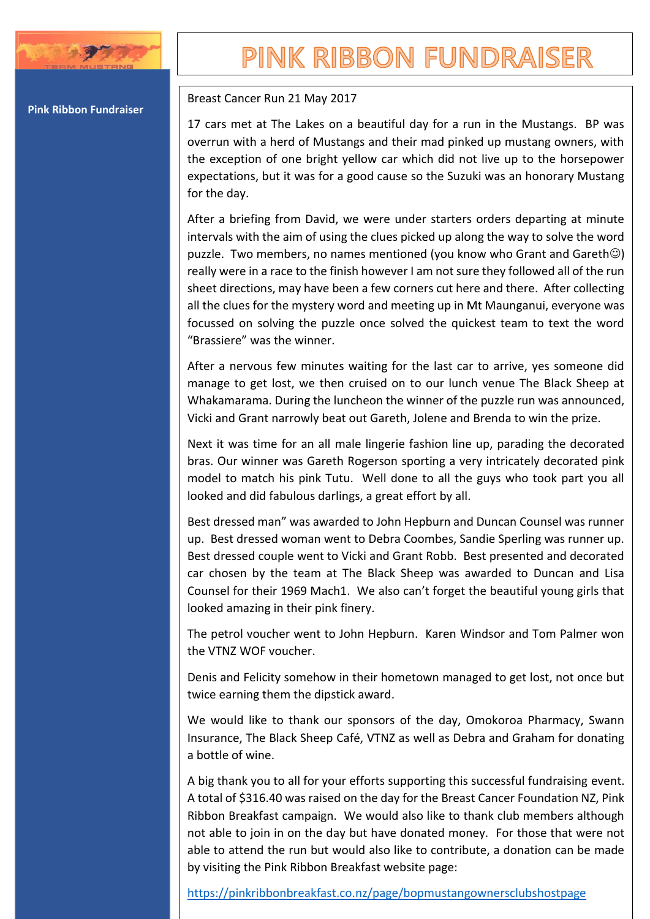# PINK RIBBON FUNDRAISER

**Pink Ribbon Fundraiser**

Breast Cancer Run 21 May 2017

17 cars met at The Lakes on a beautiful day for a run in the Mustangs. BP was overrun with a herd of Mustangs and their mad pinked up mustang owners, with the exception of one bright yellow car which did not live up to the horsepower expectations, but it was for a good cause so the Suzuki was an honorary Mustang for the day.

After a briefing from David, we were under starters orders departing at minute intervals with the aim of using the clues picked up along the way to solve the word puzzle. Two members, no names mentioned (you know who Grant and Gareth☺) really were in a race to the finish however I am not sure they followed all of the run sheet directions, may have been a few corners cut here and there. After collecting all the clues for the mystery word and meeting up in Mt Maunganui, everyone was focussed on solving the puzzle once solved the quickest team to text the word "Brassiere" was the winner.

After a nervous few minutes waiting for the last car to arrive, yes someone did manage to get lost, we then cruised on to our lunch venue The Black Sheep at Whakamarama. During the luncheon the winner of the puzzle run was announced, Vicki and Grant narrowly beat out Gareth, Jolene and Brenda to win the prize.

Next it was time for an all male lingerie fashion line up, parading the decorated bras. Our winner was Gareth Rogerson sporting a very intricately decorated pink model to match his pink Tutu. Well done to all the guys who took part you all looked and did fabulous darlings, a great effort by all.

Best dressed man" was awarded to John Hepburn and Duncan Counsel was runner up. Best dressed woman went to Debra Coombes, Sandie Sperling was runner up. Best dressed couple went to Vicki and Grant Robb. Best presented and decorated car chosen by the team at The Black Sheep was awarded to Duncan and Lisa Counsel for their 1969 Mach1. We also can't forget the beautiful young girls that looked amazing in their pink finery.

The petrol voucher went to John Hepburn. Karen Windsor and Tom Palmer won the VTNZ WOF voucher.

Denis and Felicity somehow in their hometown managed to get lost, not once but twice earning them the dipstick award.

We would like to thank our sponsors of the day, Omokoroa Pharmacy, Swann Insurance, The Black Sheep Café, VTNZ as well as Debra and Graham for donating a bottle of wine.

A big thank you to all for your efforts supporting this successful fundraising event. A total of $316.40 was raised on the day for the Breast Cancer Foundation NZ, Pink Ribbon Breakfast campaign. We would also like to thank club members although not able to join in on the day but have donated money. For those that were not able to attend the run but would also like to contribute, a donation can be made by visiting the Pink Ribbon Breakfast website page:

https://pinkribbonbreakfast.co.nz/page/bopmustangownersclubshostpage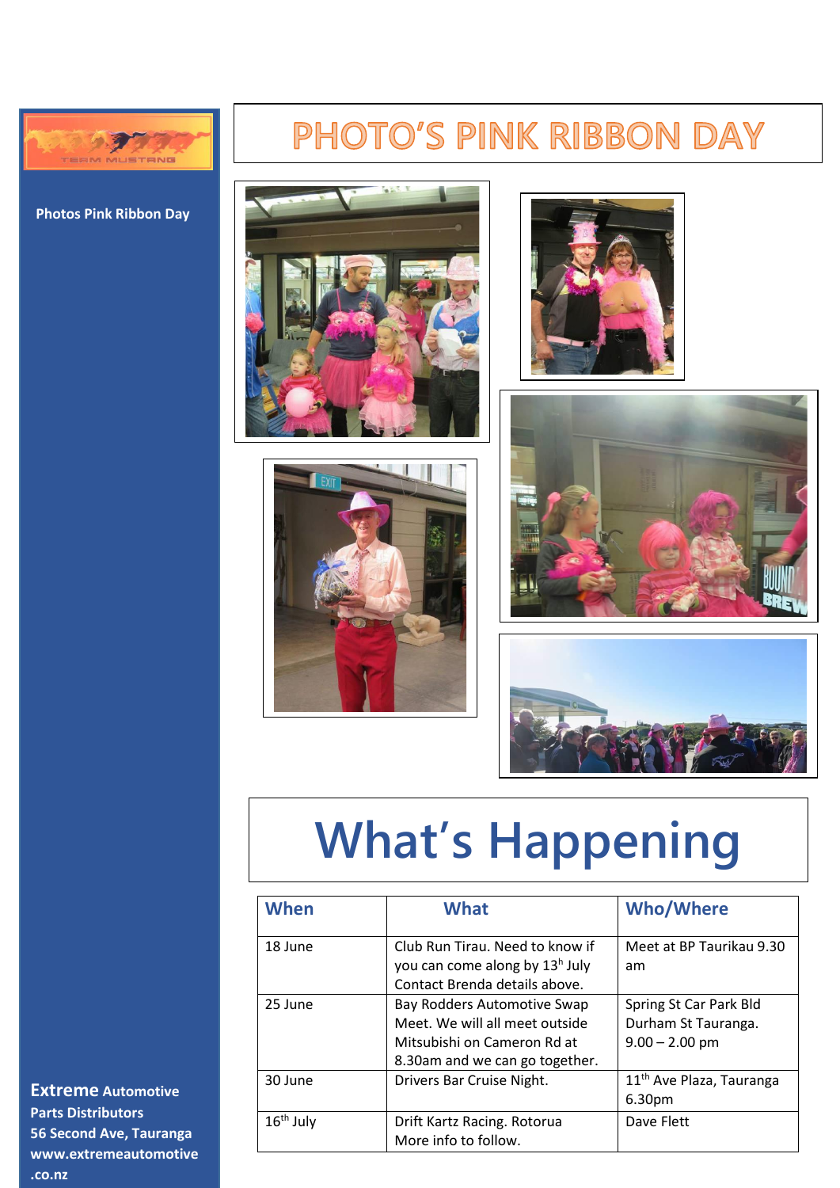# PHOTO'S PINK RIBBON DAY

**Photos Pink Ribbon Day**

# What's Happening

| When | What | Who/Where |
|---|---|---|
| 18 June | Club Run Tirau. Need to know if you can come along by 13h July Contact Brenda details above. | Meet at BP Taurikau 9.30 am |
| 25 June | Bay Rodders Automotive Swap Meet. We will all meet outside Mitsubishi on Cameron Rd at 8.30am and we can go together. | Spring St Car Park Bld Durham St Tauranga. 9.00 – 2.00 pm |
| 30 June | Drivers Bar Cruise Night. | 11th Ave Plaza, Tauranga 6.30pm |
| 16th July | Drift Kartz Racing. Rotorua More info to follow. | Dave Flett |

**Extreme Automotive Parts Distributors**
**56 Second Ave, Tauranga**
**www.extremeautomotive.co.nz**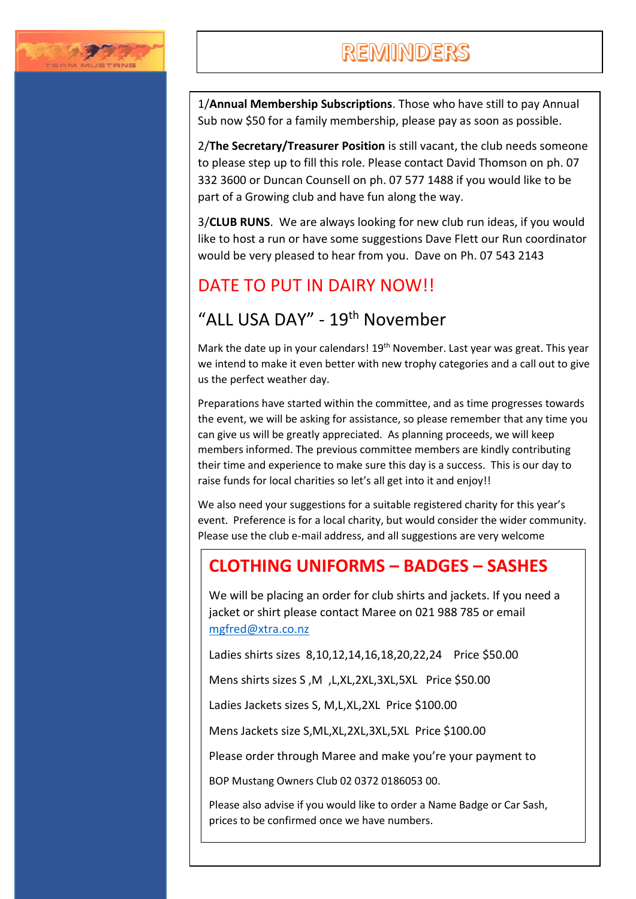# REMINDERS

1/**Annual Membership Subscriptions**. Those who have still to pay Annual Sub now $50 for a family membership, please pay as soon as possible.

2/**The Secretary/Treasurer Position** is still vacant, the club needs someone to please step up to fill this role. Please contact David Thomson on ph. 07 332 3600 or Duncan Counsell on ph. 07 577 1488 if you would like to be part of a Growing club and have fun along the way.

3/**CLUB RUNS**. We are always looking for new club run ideas, if you would like to host a run or have some suggestions Dave Flett our Run coordinator would be very pleased to hear from you. Dave on Ph. 07 543 2143

## DATE TO PUT IN DAIRY NOW!!

## "ALL USA DAY" - 19th November

Mark the date up in your calendars! 19th November. Last year was great. This year we intend to make it even better with new trophy categories and a call out to give us the perfect weather day.

Preparations have started within the committee, and as time progresses towards the event, we will be asking for assistance, so please remember that any time you can give us will be greatly appreciated. As planning proceeds, we will keep members informed. The previous committee members are kindly contributing their time and experience to make sure this day is a success. This is our day to raise funds for local charities so let's all get into it and enjoy!!

We also need your suggestions for a suitable registered charity for this year's event. Preference is for a local charity, but would consider the wider community. Please use the club e-mail address, and all suggestions are very welcome

## CLOTHING UNIFORMS – BADGES – SASHES

We will be placing an order for club shirts and jackets. If you need a jacket or shirt please contact Maree on 021 988 785 or email mgfred@xtra.co.nz

Ladies shirts sizes 8,10,12,14,16,18,20,22,24 Price $50.00

Mens shirts sizes S ,M ,L,XL,2XL,3XL,5XL Price $50.00

Ladies Jackets sizes S, M,L,XL,2XL Price $100.00

Mens Jackets size S,ML,XL,2XL,3XL,5XL Price $100.00

Please order through Maree and make you're your payment to

BOP Mustang Owners Club 02 0372 0186053 00.

Please also advise if you would like to order a Name Badge or Car Sash, prices to be confirmed once we have numbers.